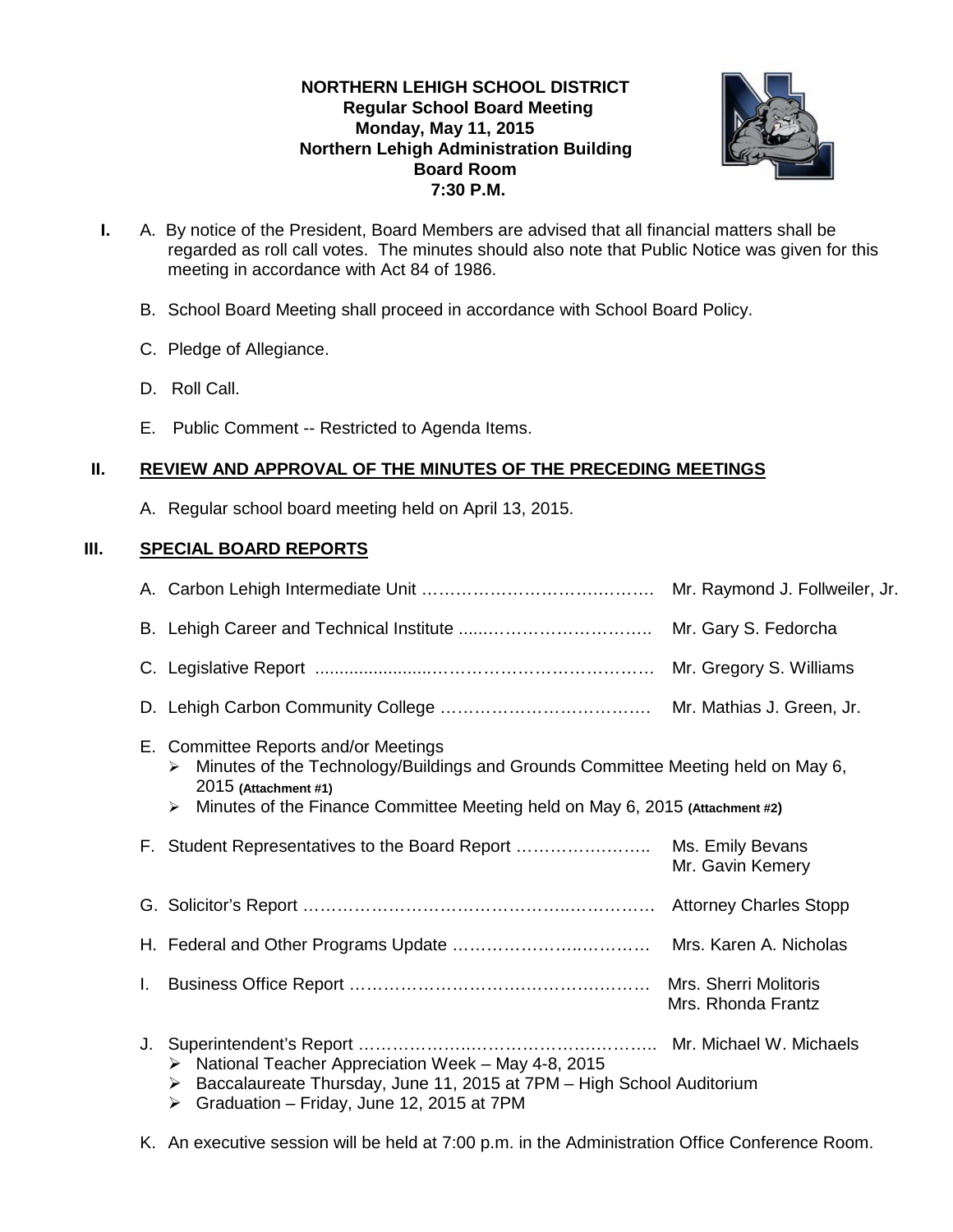**NORTHERN LEHIGH SCHOOL DISTRICT**
**Regular School Board Meeting**
**Monday, May 11, 2015**
**Northern Lehigh Administration Building**
**Board Room**
**7:30 P.M.**

**I.** A. By notice of the President, Board Members are advised that all financial matters shall be regarded as roll call votes. The minutes should also note that Public Notice was given for this meeting in accordance with Act 84 of 1986.

B. School Board Meeting shall proceed in accordance with School Board Policy.

C. Pledge of Allegiance.

D. Roll Call.

E. Public Comment -- Restricted to Agenda Items.

## II. REVIEW AND APPROVAL OF THE MINUTES OF THE PRECEDING MEETINGS

A. Regular school board meeting held on April 13, 2015.

## III. SPECIAL BOARD REPORTS

A. Carbon Lehigh Intermediate Unit …………………………………. Mr. Raymond J. Follweiler, Jr.

B. Lehigh Career and Technical Institute ......……………………….. Mr. Gary S. Fedorcha

C. Legislative Report .......................……………………………… Mr. Gregory S. Williams

D. Lehigh Carbon Community College ………………………………. Mr. Mathias J. Green, Jr.

E. Committee Reports and/or Meetings
- Minutes of the Technology/Buildings and Grounds Committee Meeting held on May 6, 2015 **(Attachment #1)**
- Minutes of the Finance Committee Meeting held on May 6, 2015 **(Attachment #2)**

F. Student Representatives to the Board Report ………………….. Ms. Emily Bevans
Mr. Gavin Kemery

G. Solicitor's Report …………………………………………………… Attorney Charles Stopp

H. Federal and Other Programs Update ………………………… Mrs. Karen A. Nicholas

I. Business Office Report ……………………………………………. Mrs. Sherri Molitoris
Mrs. Rhonda Frantz

J. Superintendent's Report ………………………………………….. Mr. Michael W. Michaels
- National Teacher Appreciation Week – May 4-8, 2015
- Baccalaureate Thursday, June 11, 2015 at 7PM – High School Auditorium
- Graduation – Friday, June 12, 2015 at 7PM

K. An executive session will be held at 7:00 p.m. in the Administration Office Conference Room.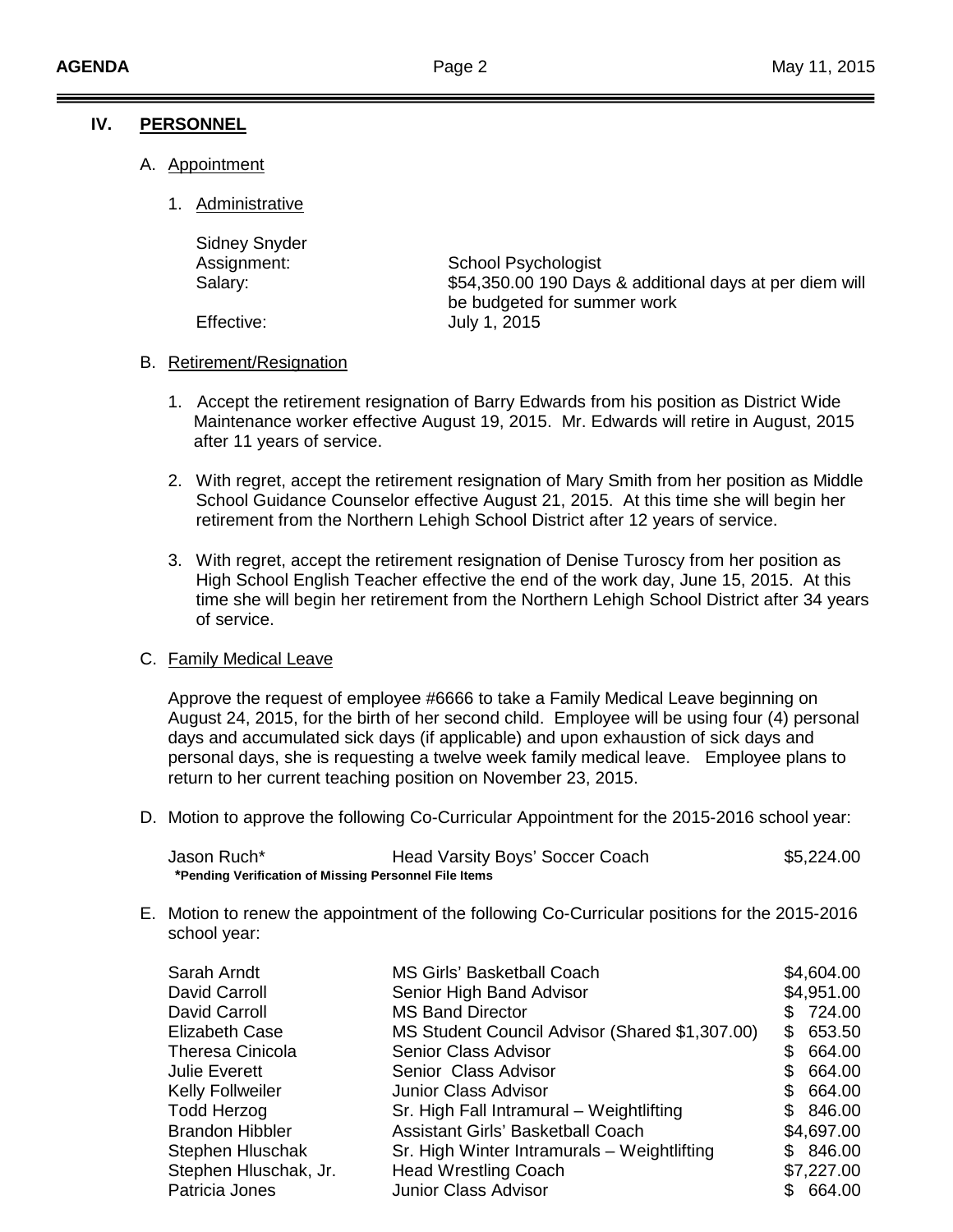## IV. PERSONNEL

### A. Appointment

1. Administrative

| | |
|---|---|
| Sidney Snyder | |
| Assignment: | School Psychologist |
| Salary: | $54,350.00 190 Days & additional days at per diem will be budgeted for summer work |
| Effective: | July 1, 2015 |

### B. Retirement/Resignation

1. Accept the retirement resignation of Barry Edwards from his position as District Wide Maintenance worker effective August 19, 2015. Mr. Edwards will retire in August, 2015 after 11 years of service.

2. With regret, accept the retirement resignation of Mary Smith from her position as Middle School Guidance Counselor effective August 21, 2015. At this time she will begin her retirement from the Northern Lehigh School District after 12 years of service.

3. With regret, accept the retirement resignation of Denise Turoscy from her position as High School English Teacher effective the end of the work day, June 15, 2015. At this time she will begin her retirement from the Northern Lehigh School District after 34 years of service.

### C. Family Medical Leave

Approve the request of employee #6666 to take a Family Medical Leave beginning on August 24, 2015, for the birth of her second child. Employee will be using four (4) personal days and accumulated sick days (if applicable) and upon exhaustion of sick days and personal days, she is requesting a twelve week family medical leave. Employee plans to return to her current teaching position on November 23, 2015.

### D. Motion to approve the following Co-Curricular Appointment for the 2015-2016 school year:

| | | |
|---|---|---|
| Jason Ruch* | Head Varsity Boys' Soccer Coach | $5,224.00 |

***Pending Verification of Missing Personnel File Items**

### E. Motion to renew the appointment of the following Co-Curricular positions for the 2015-2016 school year:

| | | |
|---|---|---|
| Sarah Arndt | MS Girls' Basketball Coach | $4,604.00 |
| David Carroll | Senior High Band Advisor | $4,951.00 |
| David Carroll | MS Band Director | $ 724.00 |
| Elizabeth Case | MS Student Council Advisor (Shared $1,307.00) | $ 653.50 |
| Theresa Cinicola | Senior Class Advisor | $ 664.00 |
| Julie Everett | Senior Class Advisor | $ 664.00 |
| Kelly Follweiler | Junior Class Advisor | $ 664.00 |
| Todd Herzog | Sr. High Fall Intramural – Weightlifting | $ 846.00 |
| Brandon Hibbler | Assistant Girls' Basketball Coach | $4,697.00 |
| Stephen Hluschak | Sr. High Winter Intramurals – Weightlifting | $ 846.00 |
| Stephen Hluschak, Jr. | Head Wrestling Coach | $7,227.00 |
| Patricia Jones | Junior Class Advisor | $ 664.00 |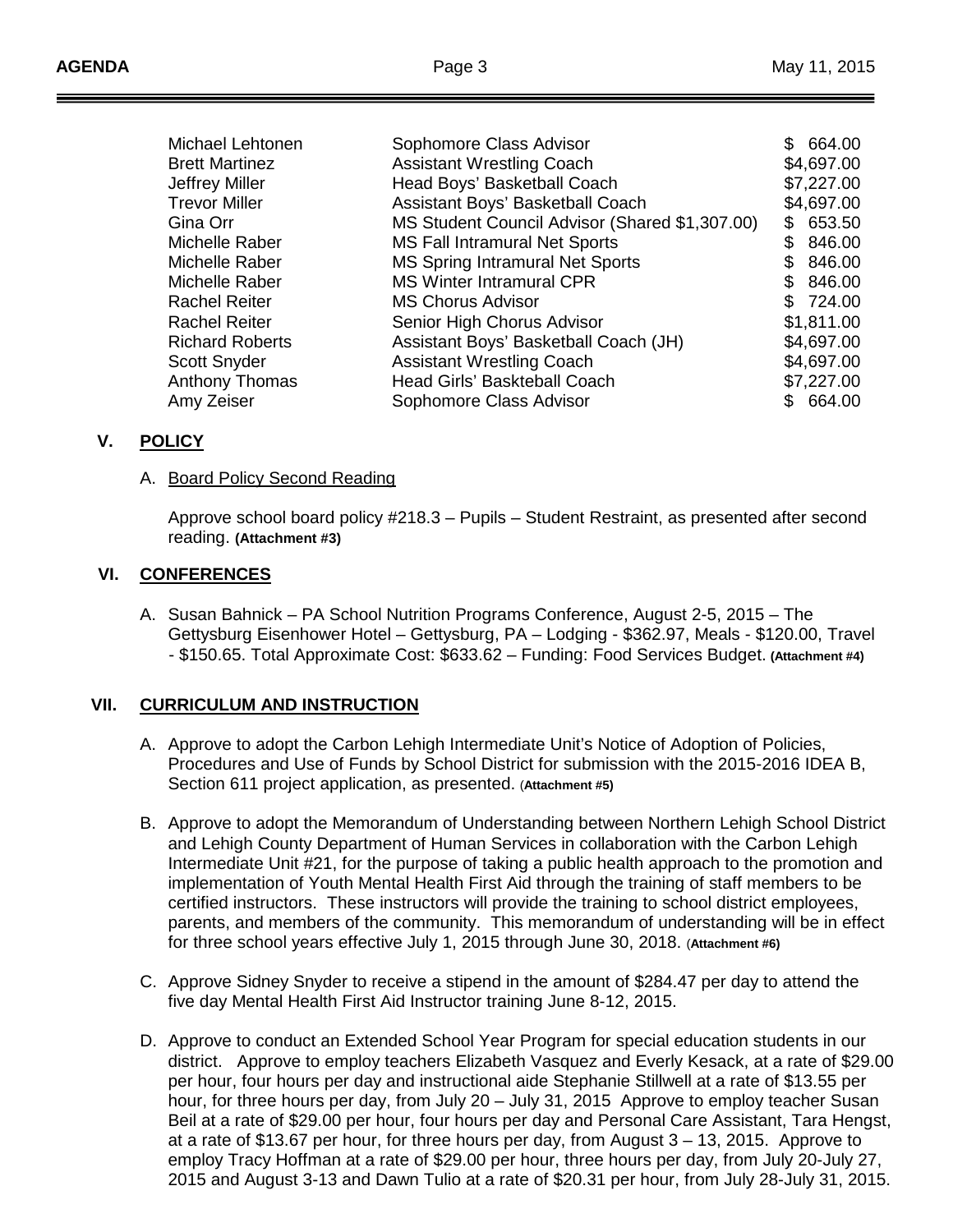| Name | Position | Amount |
|---|---|---|
| Michael Lehtonen | Sophomore Class Advisor | $ 664.00 |
| Brett Martinez | Assistant Wrestling Coach | $4,697.00 |
| Jeffrey Miller | Head Boys' Basketball Coach | $7,227.00 |
| Trevor Miller | Assistant Boys' Basketball Coach | $4,697.00 |
| Gina Orr | MS Student Council Advisor (Shared $1,307.00) | $ 653.50 |
| Michelle Raber | MS Fall Intramural Net Sports | $ 846.00 |
| Michelle Raber | MS Spring Intramural Net Sports | $ 846.00 |
| Michelle Raber | MS Winter Intramural CPR | $ 846.00 |
| Rachel Reiter | MS Chorus Advisor | $ 724.00 |
| Rachel Reiter | Senior High Chorus Advisor | $1,811.00 |
| Richard Roberts | Assistant Boys' Basketball Coach (JH) | $4,697.00 |
| Scott Snyder | Assistant Wrestling Coach | $4,697.00 |
| Anthony Thomas | Head Girls' Baskteball Coach | $7,227.00 |
| Amy Zeiser | Sophomore Class Advisor | $ 664.00 |

## V. POLICY

A. Board Policy Second Reading

Approve school board policy #218.3 – Pupils – Student Restraint, as presented after second reading. **(Attachment #3)**

## VI. CONFERENCES

A. Susan Bahnick – PA School Nutrition Programs Conference, August 2-5, 2015 – The Gettysburg Eisenhower Hotel – Gettysburg, PA – Lodging - $362.97, Meals - $120.00, Travel - $150.65. Total Approximate Cost: $633.62 – Funding: Food Services Budget. **(Attachment #4)**

## VII. CURRICULUM AND INSTRUCTION

A. Approve to adopt the Carbon Lehigh Intermediate Unit's Notice of Adoption of Policies, Procedures and Use of Funds by School District for submission with the 2015-2016 IDEA B, Section 611 project application, as presented. (**Attachment #5)**

B. Approve to adopt the Memorandum of Understanding between Northern Lehigh School District and Lehigh County Department of Human Services in collaboration with the Carbon Lehigh Intermediate Unit #21, for the purpose of taking a public health approach to the promotion and implementation of Youth Mental Health First Aid through the training of staff members to be certified instructors. These instructors will provide the training to school district employees, parents, and members of the community. This memorandum of understanding will be in effect for three school years effective July 1, 2015 through June 30, 2018. (**Attachment #6)**

C. Approve Sidney Snyder to receive a stipend in the amount of $284.47 per day to attend the five day Mental Health First Aid Instructor training June 8-12, 2015.

D. Approve to conduct an Extended School Year Program for special education students in our district. Approve to employ teachers Elizabeth Vasquez and Everly Kesack, at a rate of $29.00 per hour, four hours per day and instructional aide Stephanie Stillwell at a rate of $13.55 per hour, for three hours per day, from July 20 – July 31, 2015 Approve to employ teacher Susan Beil at a rate of $29.00 per hour, four hours per day and Personal Care Assistant, Tara Hengst, at a rate of $13.67 per hour, for three hours per day, from August 3 – 13, 2015. Approve to employ Tracy Hoffman at a rate of $29.00 per hour, three hours per day, from July 20-July 27, 2015 and August 3-13 and Dawn Tulio at a rate of $20.31 per hour, from July 28-July 31, 2015.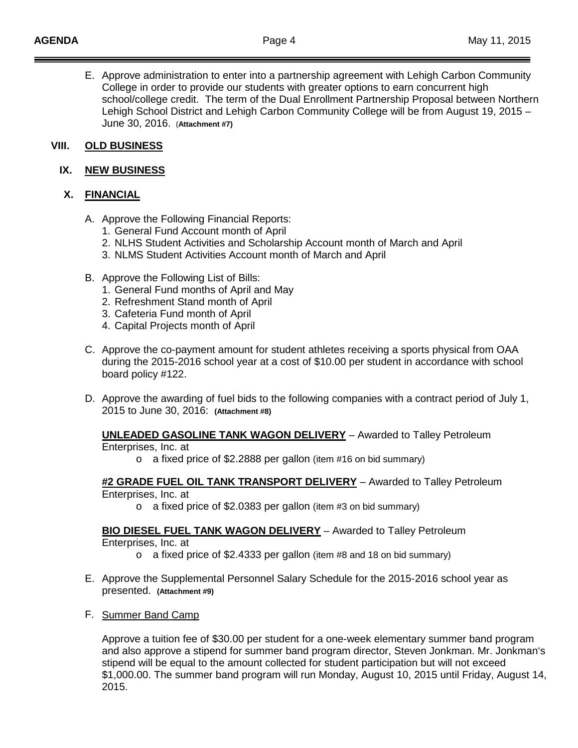E. Approve administration to enter into a partnership agreement with Lehigh Carbon Community College in order to provide our students with greater options to earn concurrent high school/college credit. The term of the Dual Enrollment Partnership Proposal between Northern Lehigh School District and Lehigh Carbon Community College will be from August 19, 2015 – June 30, 2016. (**Attachment #7)**

## VIII. OLD BUSINESS

## IX. NEW BUSINESS

## X. FINANCIAL

A. Approve the Following Financial Reports:
   1. General Fund Account month of April
   2. NLHS Student Activities and Scholarship Account month of March and April
   3. NLMS Student Activities Account month of March and April

B. Approve the Following List of Bills:
   1. General Fund months of April and May
   2. Refreshment Stand month of April
   3. Cafeteria Fund month of April
   4. Capital Projects month of April

C. Approve the co-payment amount for student athletes receiving a sports physical from OAA during the 2015-2016 school year at a cost of $10.00 per student in accordance with school board policy #122.

D. Approve the awarding of fuel bids to the following companies with a contract period of July 1, 2015 to June 30, 2016: **(Attachment #8)**

   **UNLEADED GASOLINE TANK WAGON DELIVERY** – Awarded to Talley Petroleum Enterprises, Inc. at
   - a fixed price of $2.2888 per gallon (item #16 on bid summary)

   **#2 GRADE FUEL OIL TANK TRANSPORT DELIVERY** – Awarded to Talley Petroleum Enterprises, Inc. at
   - a fixed price of $2.0383 per gallon (item #3 on bid summary)

   **BIO DIESEL FUEL TANK WAGON DELIVERY** – Awarded to Talley Petroleum Enterprises, Inc. at
   - a fixed price of $2.4333 per gallon (item #8 and 18 on bid summary)

E. Approve the Supplemental Personnel Salary Schedule for the 2015-2016 school year as presented. **(Attachment #9)**

F. Summer Band Camp

   Approve a tuition fee of $30.00 per student for a one-week elementary summer band program and also approve a stipend for summer band program director, Steven Jonkman. Mr. Jonkman's stipend will be equal to the amount collected for student participation but will not exceed $1,000.00. The summer band program will run Monday, August 10, 2015 until Friday, August 14, 2015.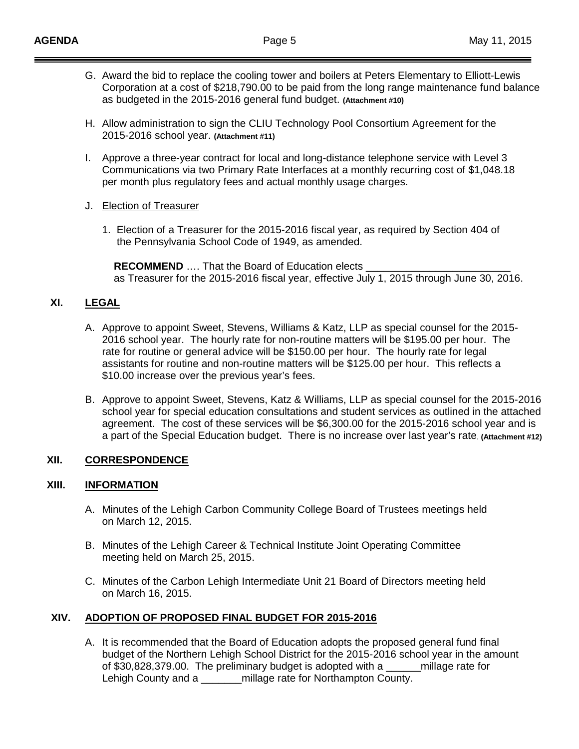G. Award the bid to replace the cooling tower and boilers at Peters Elementary to Elliott-Lewis Corporation at a cost of $218,790.00 to be paid from the long range maintenance fund balance as budgeted in the 2015-2016 general fund budget. **(Attachment #10)**

H. Allow administration to sign the CLIU Technology Pool Consortium Agreement for the 2015-2016 school year. **(Attachment #11)**

I. Approve a three-year contract for local and long-distance telephone service with Level 3 Communications via two Primary Rate Interfaces at a monthly recurring cost of $1,048.18 per month plus regulatory fees and actual monthly usage charges.

J. <u>Election of Treasurer</u>

1. Election of a Treasurer for the 2015-2016 fiscal year, as required by Section 404 of the Pennsylvania School Code of 1949, as amended.

**RECOMMEND** …. That the Board of Education elects _________________________ as Treasurer for the 2015-2016 fiscal year, effective July 1, 2015 through June 30, 2016.

## XI. LEGAL

A. Approve to appoint Sweet, Stevens, Williams & Katz, LLP as special counsel for the 2015-2016 school year. The hourly rate for non-routine matters will be $195.00 per hour. The rate for routine or general advice will be $150.00 per hour. The hourly rate for legal assistants for routine and non-routine matters will be $125.00 per hour. This reflects a $10.00 increase over the previous year's fees.

B. Approve to appoint Sweet, Stevens, Katz & Williams, LLP as special counsel for the 2015-2016 school year for special education consultations and student services as outlined in the attached agreement. The cost of these services will be $6,300.00 for the 2015-2016 school year and is a part of the Special Education budget. There is no increase over last year's rate. **(Attachment #12)**

## XII. CORRESPONDENCE

## XIII. INFORMATION

A. Minutes of the Lehigh Carbon Community College Board of Trustees meetings held on March 12, 2015.

B. Minutes of the Lehigh Career & Technical Institute Joint Operating Committee meeting held on March 25, 2015.

C. Minutes of the Carbon Lehigh Intermediate Unit 21 Board of Directors meeting held on March 16, 2015.

## XIV. ADOPTION OF PROPOSED FINAL BUDGET FOR 2015-2016

A. It is recommended that the Board of Education adopts the proposed general fund final budget of the Northern Lehigh School District for the 2015-2016 school year in the amount of $30,828,379.00. The preliminary budget is adopted with a ______millage rate for Lehigh County and a _______millage rate for Northampton County.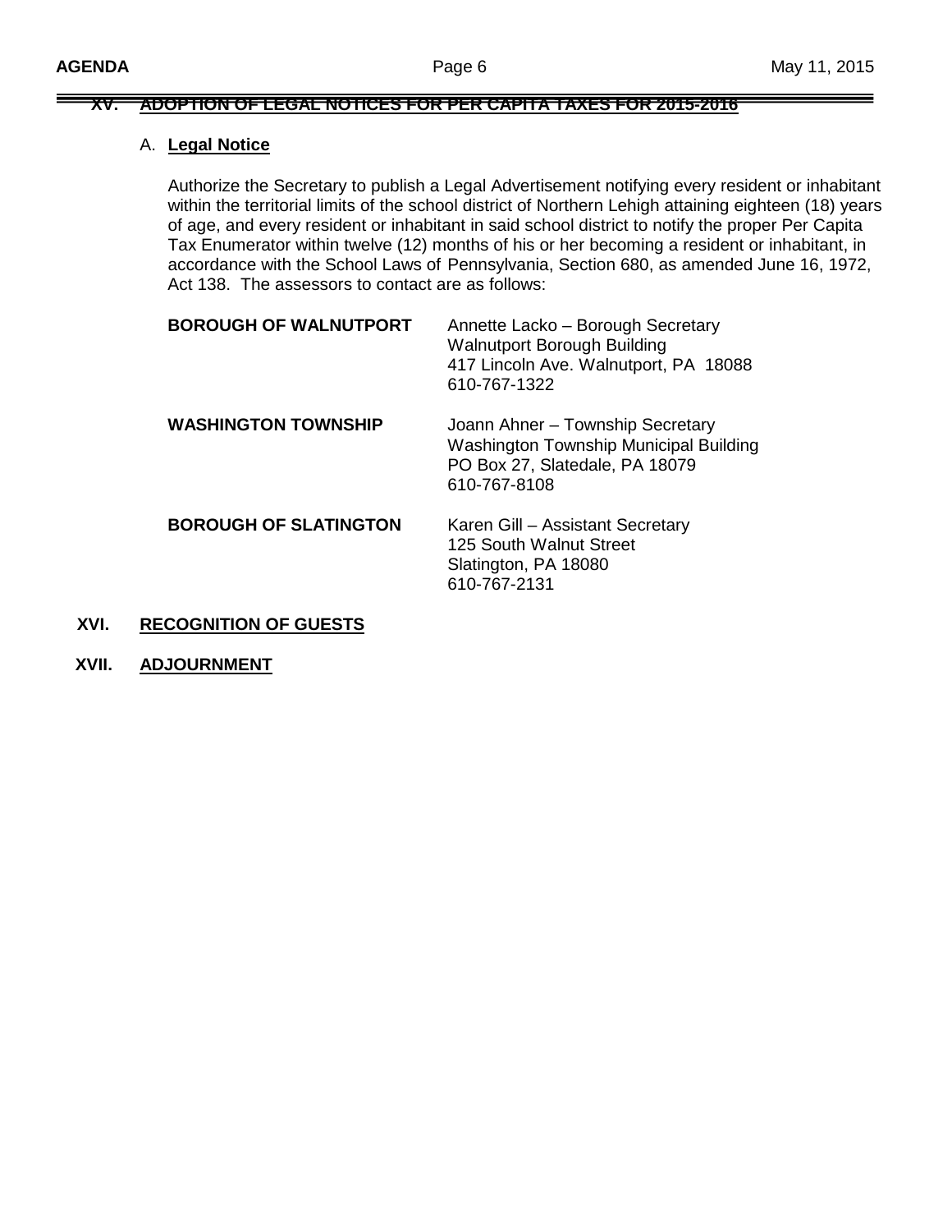## XV. ADOPTION OF LEGAL NOTICES FOR PER CAPITA TAXES FOR 2015-2016

### A. **Legal Notice**

Authorize the Secretary to publish a Legal Advertisement notifying every resident or inhabitant within the territorial limits of the school district of Northern Lehigh attaining eighteen (18) years of age, and every resident or inhabitant in said school district to notify the proper Per Capita Tax Enumerator within twelve (12) months of his or her becoming a resident or inhabitant, in accordance with the School Laws of Pennsylvania, Section 680, as amended June 16, 1972, Act 138. The assessors to contact are as follows:

**BOROUGH OF WALNUTPORT**

Annette Lacko – Borough Secretary
Walnutport Borough Building
417 Lincoln Ave. Walnutport, PA 18088
610-767-1322

**WASHINGTON TOWNSHIP**

Joann Ahner – Township Secretary
Washington Township Municipal Building
PO Box 27, Slatedale, PA 18079
610-767-8108

**BOROUGH OF SLATINGTON**

Karen Gill – Assistant Secretary
125 South Walnut Street
Slatington, PA 18080
610-767-2131

## XVI. RECOGNITION OF GUESTS

## XVII. ADJOURNMENT